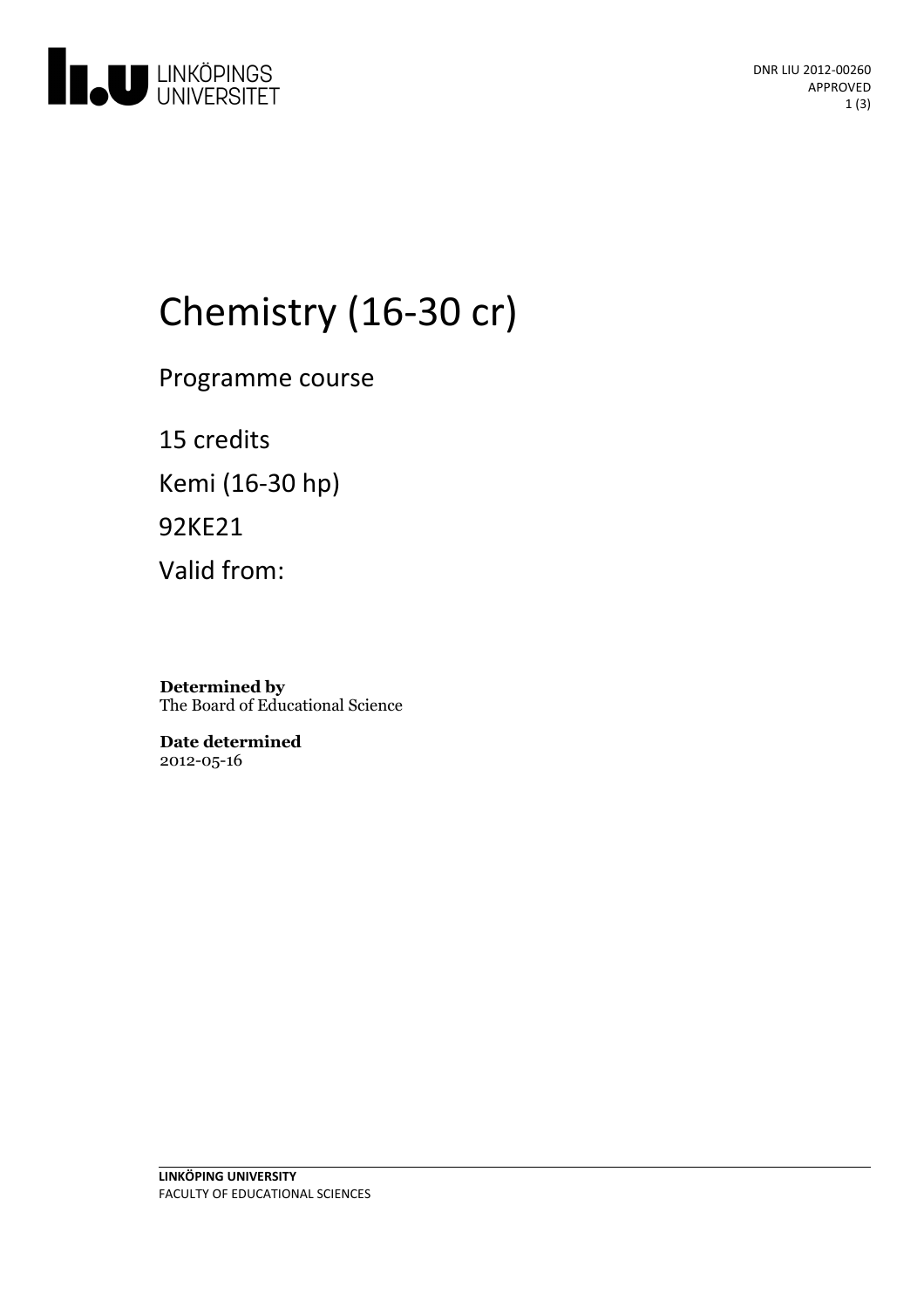DNR LIU 2012-00260
APPROVED

# Chemistry (16-30 cr)

Programme course

15 credits

Kemi (16-30 hp)

92KE21

Valid from:

**Determined by**
The Board of Educational Science

**Date determined**
2012-05-16

**LINKÖPING UNIVERSITY**
FACULTY OF EDUCATIONAL SCIENCES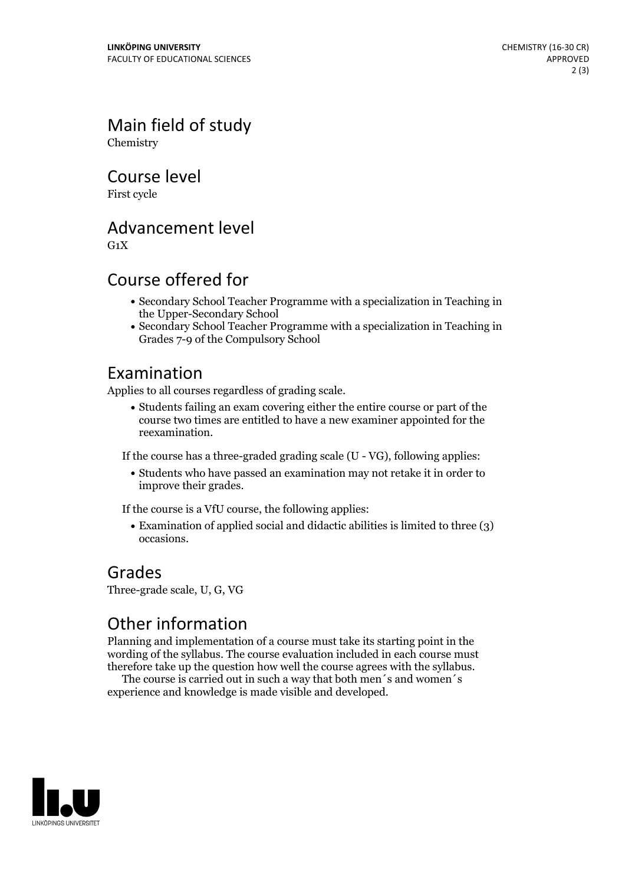## Main field of study

Chemistry

## Course level

First cycle

## Advancement level

G1X

## Course offered for

- Secondary School Teacher Programme with a specialization in Teaching in the Upper-Secondary School
- Secondary School Teacher Programme with a specialization in Teaching in Grades 7-9 of the Compulsory School

## Examination

Applies to all courses regardless of grading scale.

- Students failing an exam covering either the entire course or part of the course two times are entitled to have a new examiner appointed for the reexamination.

If the course has a three-graded grading scale (U - VG), following applies:

- Students who have passed an examination may not retake it in order to improve their grades.

If the course is a VfU course, the following applies:

- Examination of applied social and didactic abilities is limited to three (3) occasions.

## Grades

Three-grade scale, U, G, VG

## Other information

Planning and implementation of a course must take its starting point in the wording of the syllabus. The course evaluation included in each course must therefore take up the question how well the course agrees with the syllabus.

The course is carried out in such a way that both men´s and women´s experience and knowledge is made visible and developed.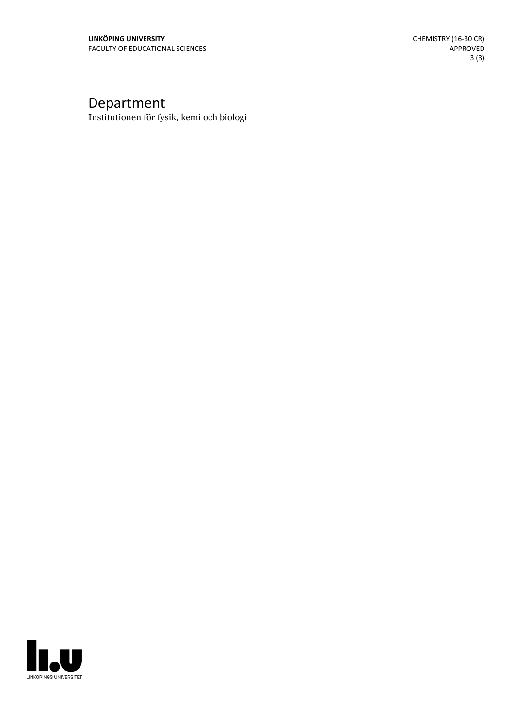# Department

Institutionen för fysik, kemi och biologi